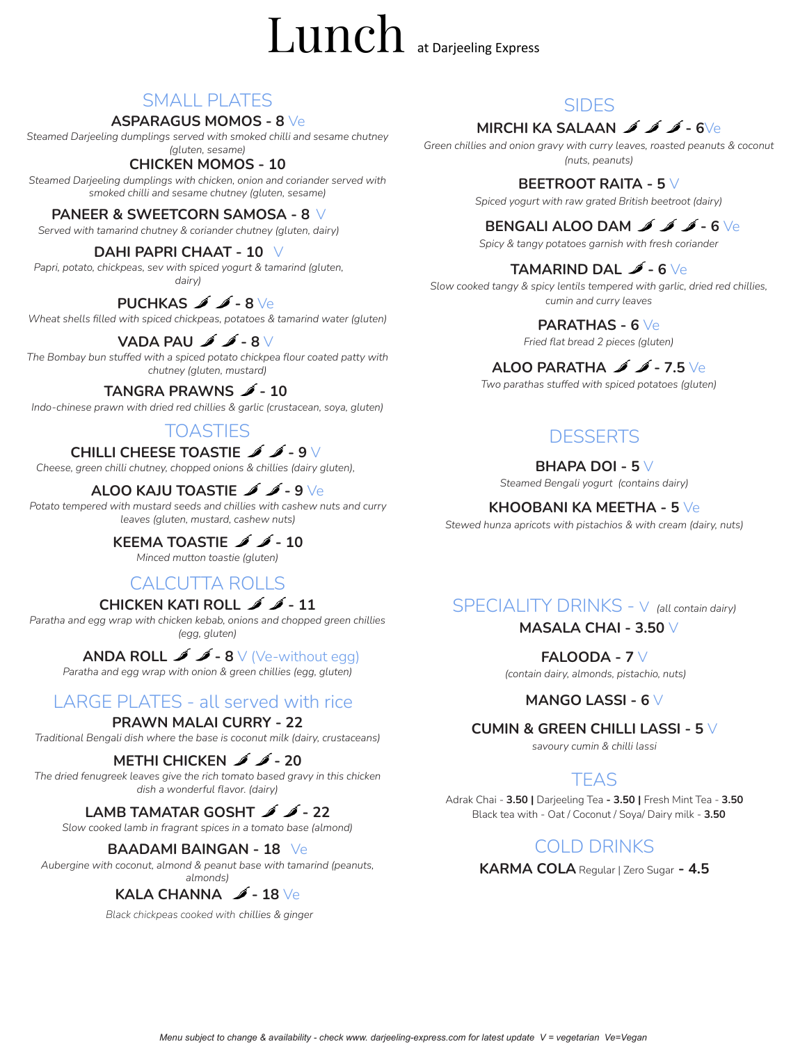# Lunch at Darjeeling Express

## SMALL PLATES

**ASPARAGUS MOMOS - 8** Ve
*Steamed Darjeeling dumplings served with smoked chilli and sesame chutney (gluten, sesame)*

**CHICKEN MOMOS - 10**
*Steamed Darjeeling dumplings with chicken, onion and coriander served with smoked chilli and sesame chutney (gluten, sesame)*

**PANEER & SWEETCORN SAMOSA - 8** V
*Served with tamarind chutney & coriander chutney (gluten, dairy)*

**DAHI PAPRI CHAAT - 10** V
*Papri, potato, chickpeas, sev with spiced yogurt & tamarind (gluten, dairy)*

**PUCHKAS 🌶🌶 - 8** Ve
*Wheat shells filled with spiced chickpeas, potatoes & tamarind water (gluten)*

**VADA PAU 🌶🌶 - 8** V
*The Bombay bun stuffed with a spiced potato chickpea flour coated patty with chutney (gluten, mustard)*

**TANGRA PRAWNS 🌶 - 10**
*Indo-chinese prawn with dried red chillies & garlic (crustacean, soya, gluten)*

## TOASTIES

**CHILLI CHEESE TOASTIE 🌶🌶 - 9** V
*Cheese, green chilli chutney, chopped onions & chillies (dairy gluten),*

**ALOO KAJU TOASTIE 🌶🌶 - 9** Ve
*Potato tempered with mustard seeds and chillies with cashew nuts and curry leaves (gluten, mustard, cashew nuts)*

**KEEMA TOASTIE 🌶🌶 - 10**
*Minced mutton toastie (gluten)*

## CALCUTTA ROLLS

**CHICKEN KATI ROLL 🌶🌶 - 11**
*Paratha and egg wrap with chicken kebab, onions and chopped green chillies (egg, gluten)*

**ANDA ROLL 🌶🌶 - 8** V (Ve-without egg)
*Paratha and egg wrap with onion & green chillies (egg, gluten)*

## LARGE PLATES - all served with rice

**PRAWN MALAI CURRY - 22**
*Traditional Bengali dish where the base is coconut milk (dairy, crustaceans)*

**METHI CHICKEN 🌶🌶 - 20**
*The dried fenugreek leaves give the rich tomato based gravy in this chicken dish a wonderful flavor. (dairy)*

**LAMB TAMATAR GOSHT 🌶🌶 - 22**
*Slow cooked lamb in fragrant spices in a tomato base (almond)*

**BAADAMI BAINGAN - 18** Ve
*Aubergine with coconut, almond & peanut base with tamarind (peanuts, almonds)*

**KALA CHANNA 🌶 - 18** Ve
*Black chickpeas cooked with chillies & ginger*

## SIDES

**MIRCHI KA SALAAN 🌶🌶🌶 - 6** Ve
*Green chillies and onion gravy with curry leaves, roasted peanuts & coconut (nuts, peanuts)*

**BEETROOT RAITA - 5** V
*Spiced yogurt with raw grated British beetroot (dairy)*

**BENGALI ALOO DAM 🌶🌶🌶 - 6** Ve
*Spicy & tangy potatoes garnish with fresh coriander*

**TAMARIND DAL 🌶 - 6** Ve
*Slow cooked tangy & spicy lentils tempered with garlic, dried red chillies, cumin and curry leaves*

**PARATHAS - 6** Ve
*Fried flat bread 2 pieces (gluten)*

**ALOO PARATHA 🌶🌶 - 7.5** Ve
*Two parathas stuffed with spiced potatoes (gluten)*

## DESSERTS

**BHAPA DOI - 5** V
*Steamed Bengali yogurt (contains dairy)*

**KHOOBANI KA MEETHA - 5** Ve
*Stewed hunza apricots with pistachios & with cream (dairy, nuts)*

## SPECIALITY DRINKS - V *(all contain dairy)*

**MASALA CHAI - 3.50** V

**FALOODA - 7** V
*(contain dairy, almonds, pistachio, nuts)*

**MANGO LASSI - 6** V

**CUMIN & GREEN CHILLI LASSI - 5** V
*savoury cumin & chilli lassi*

## TEAS

Adrak Chai - **3.50** | Darjeeling Tea **- 3.50** | Fresh Mint Tea - **3.50**
Black tea with - Oat / Coconut / Soya/ Dairy milk - **3.50**

## COLD DRINKS

**KARMA COLA** Regular | Zero Sugar **- 4.5**

*Menu subject to change & availability - check www. darjeeling-express.com for latest update V = vegetarian Ve=Vegan*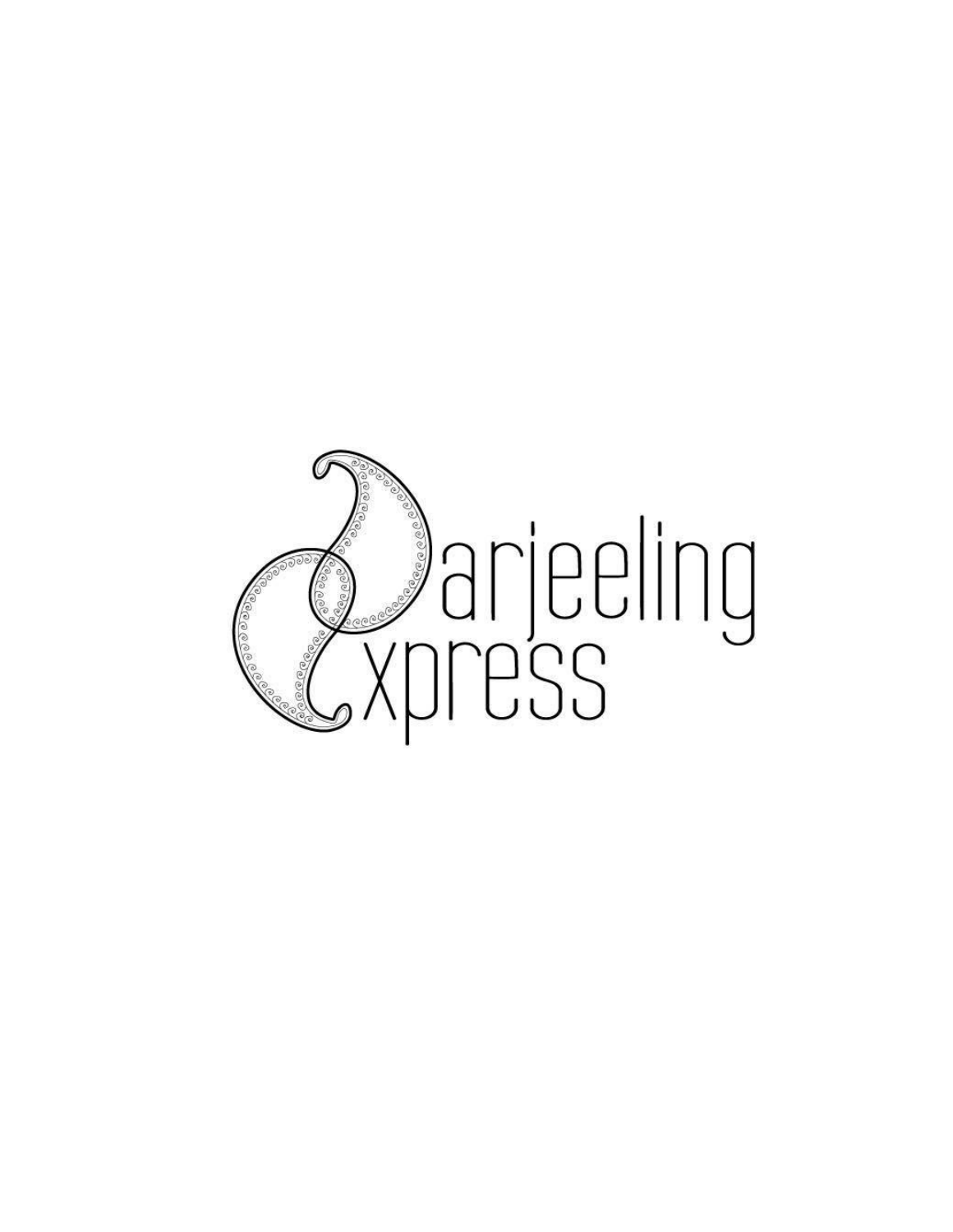Darjeeling Express